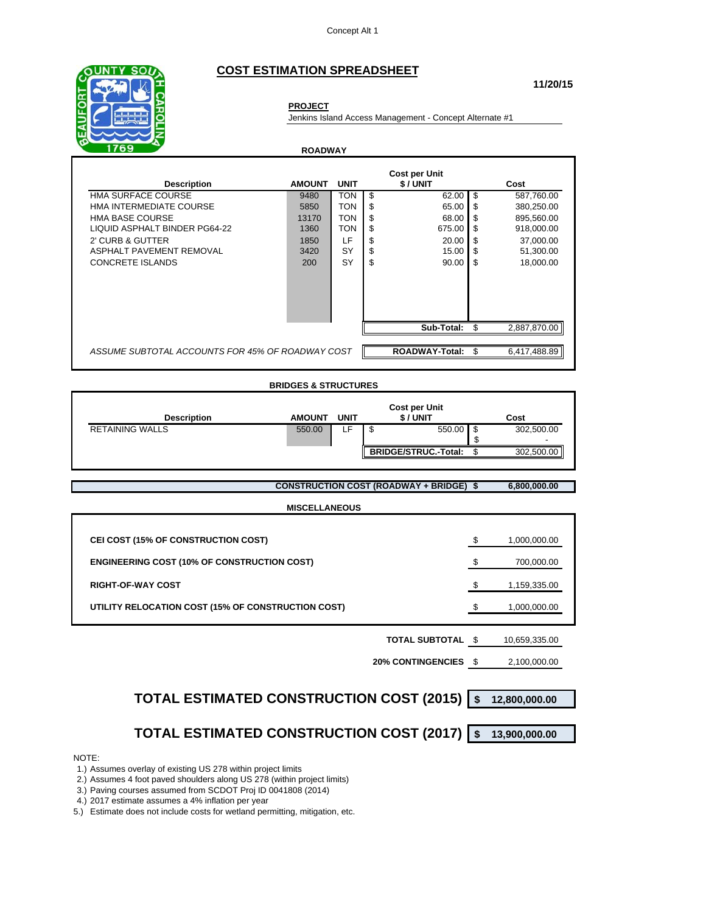Concept Alt 1

# COST ESTIMATION SPREADSHEET

**11/20/15**

**PROJECT**

Jenkins Island Access Management - Concept Alternate #1

## ROADWAY

| Description | AMOUNT | UNIT | Cost per Unit $ / UNIT | Cost |
|---|---|---|---|---|
| HMA SURFACE COURSE | 9480 | TON | $ 62.00 | $ 587,760.00 |
| HMA INTERMEDIATE COURSE | 5850 | TON | $ 65.00 | $ 380,250.00 |
| HMA BASE COURSE | 13170 | TON | $ 68.00 | $ 895,560.00 |
| LIQUID ASPHALT BINDER PG64-22 | 1360 | TON | $ 675.00 | $ 918,000.00 |
| 2' CURB & GUTTER | 1850 | LF | $ 20.00 | $ 37,000.00 |
| ASPHALT PAVEMENT REMOVAL | 3420 | SY | $ 15.00 | $ 51,300.00 |
| CONCRETE ISLANDS | 200 | SY | $ 90.00 | $ 18,000.00 |
| | | | **Sub-Total:** | $ 2,887,870.00 |
| *ASSUME SUBTOTAL ACCOUNTS FOR 45% OF ROADWAY COST* | | | **ROADWAY-Total:** | $ 6,417,488.89 |

## BRIDGES & STRUCTURES

| Description | AMOUNT | UNIT | Cost per Unit $ / UNIT | Cost |
|---|---|---|---|---|
| RETAINING WALLS | 550.00 | LF | $ 550.00 | $ 302,500.00 |
| | | | | $ - |
| | | | **BRIDGE/STRUC.-Total:** | $ 302,500.00 |

**CONSTRUCTION COST (ROADWAY + BRIDGE) $ 6,800,000.00**

## MISCELLANEOUS

| | |
|---|---|
| **CEI COST (15% OF CONSTRUCTION COST)** | $ 1,000,000.00 |
| **ENGINEERING COST (10% OF CONSTRUCTION COST)** | $ 700,000.00 |
| **RIGHT-OF-WAY COST** | $ 1,159,335.00 |
| **UTILITY RELOCATION COST (15% OF CONSTRUCTION COST)** | $ 1,000,000.00 |
| **TOTAL SUBTOTAL** | $ 10,659,335.00 |
| **20% CONTINGENCIES** | $ 2,100,000.00 |

**TOTAL ESTIMATED CONSTRUCTION COST (2015) $ 12,800,000.00**

**TOTAL ESTIMATED CONSTRUCTION COST (2017) $ 13,900,000.00**

NOTE:

1.) Assumes overlay of existing US 278 within project limits
2.) Assumes 4 foot paved shoulders along US 278 (within project limits)
3.) Paving courses assumed from SCDOT Proj ID 0041808 (2014)
4.) 2017 estimate assumes a 4% inflation per year
5.) Estimate does not include costs for wetland permitting, mitigation, etc.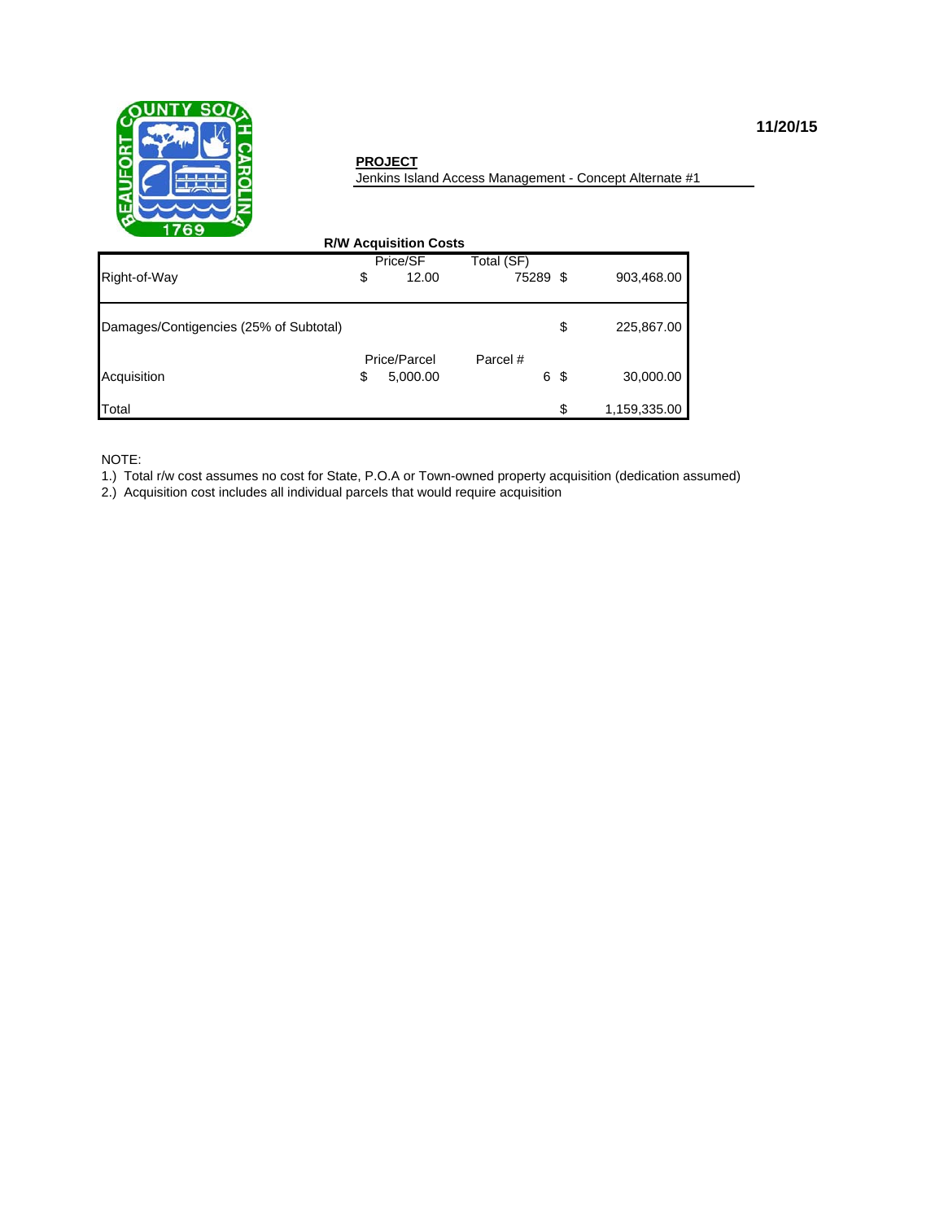11/20/15

**PROJECT**

Jenkins Island Access Management - Concept Alternate #1

**R/W Acquisition Costs**

| | Price/SF | Total (SF) | | |
|---|---|---|---|---|
| Right-of-Way | $ 12.00 | 75289 | $ | 903,468.00 |
| Damages/Contigencies (25% of Subtotal) | | | $ | 225,867.00 |
| | Price/Parcel | Parcel # | | |
| Acquisition | $ 5,000.00 | 6 | $ | 30,000.00 |
| Total | | | $ | 1,159,335.00 |

NOTE:

1.) Total r/w cost assumes no cost for State, P.O.A or Town-owned property acquisition (dedication assumed)

2.) Acquisition cost includes all individual parcels that would require acquisition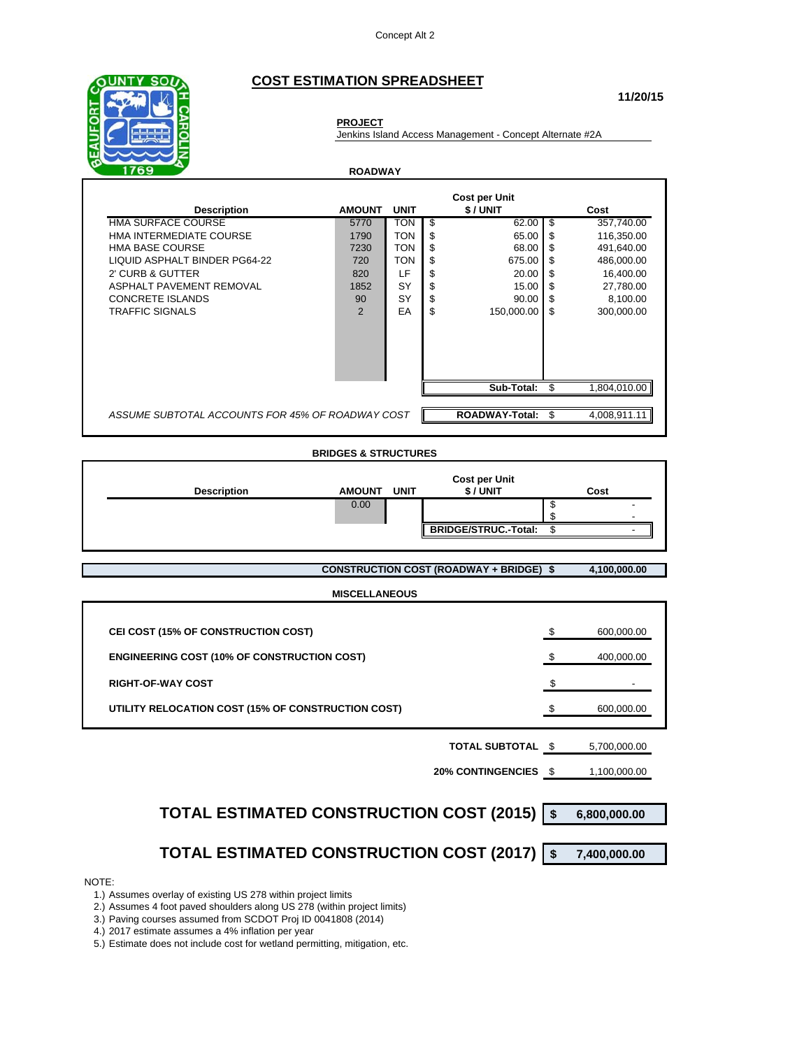Concept Alt 2

# COST ESTIMATION SPREADSHEET

**11/20/15**

**PROJECT**
Jenkins Island Access Management - Concept Alternate #2A

## ROADWAY

| Description | AMOUNT | UNIT | Cost per Unit $ / UNIT | Cost |
|---|---|---|---|---|
| HMA SURFACE COURSE | 5770 | TON | $ 62.00 | $ 357,740.00 |
| HMA INTERMEDIATE COURSE | 1790 | TON | $ 65.00 | $ 116,350.00 |
| HMA BASE COURSE | 7230 | TON | $ 68.00 | $ 491,640.00 |
| LIQUID ASPHALT BINDER PG64-22 | 720 | TON | $ 675.00 | $ 486,000.00 |
| 2' CURB & GUTTER | 820 | LF | $ 20.00 | $ 16,400.00 |
| ASPHALT PAVEMENT REMOVAL | 1852 | SY | $ 15.00 | $ 27,780.00 |
| CONCRETE ISLANDS | 90 | SY | $ 90.00 | $ 8,100.00 |
| TRAFFIC SIGNALS | 2 | EA | $ 150,000.00 | $ 300,000.00 |
| | | | **Sub-Total:** | $ 1,804,010.00 |
| *ASSUME SUBTOTAL ACCOUNTS FOR 45% OF ROADWAY COST* | | | **ROADWAY-Total:** | $ 4,008,911.11 |

## BRIDGES & STRUCTURES

| Description | AMOUNT | UNIT | Cost per Unit $ / UNIT | Cost |
|---|---|---|---|---|
| | 0.00 | | | $ - |
| | | | | $ - |
| | | | **BRIDGE/STRUC.-Total:** | $ - |

**CONSTRUCTION COST (ROADWAY + BRIDGE) $ 4,100,000.00**

## MISCELLANEOUS

| | |
|---|---|
| **CEI COST (15% OF CONSTRUCTION COST)** | $ 600,000.00 |
| **ENGINEERING COST (10% OF CONSTRUCTION COST)** | $ 400,000.00 |
| **RIGHT-OF-WAY COST** | $ - |
| **UTILITY RELOCATION COST (15% OF CONSTRUCTION COST)** | $ 600,000.00 |

**TOTAL SUBTOTAL** $ 5,700,000.00

**20% CONTINGENCIES** $ 1,100,000.00

## TOTAL ESTIMATED CONSTRUCTION COST (2015) $ 6,800,000.00

## TOTAL ESTIMATED CONSTRUCTION COST (2017) $ 7,400,000.00

NOTE:

1.) Assumes overlay of existing US 278 within project limits
2.) Assumes 4 foot paved shoulders along US 278 (within project limits)
3.) Paving courses assumed from SCDOT Proj ID 0041808 (2014)
4.) 2017 estimate assumes a 4% inflation per year
5.) Estimate does not include cost for wetland permitting, mitigation, etc.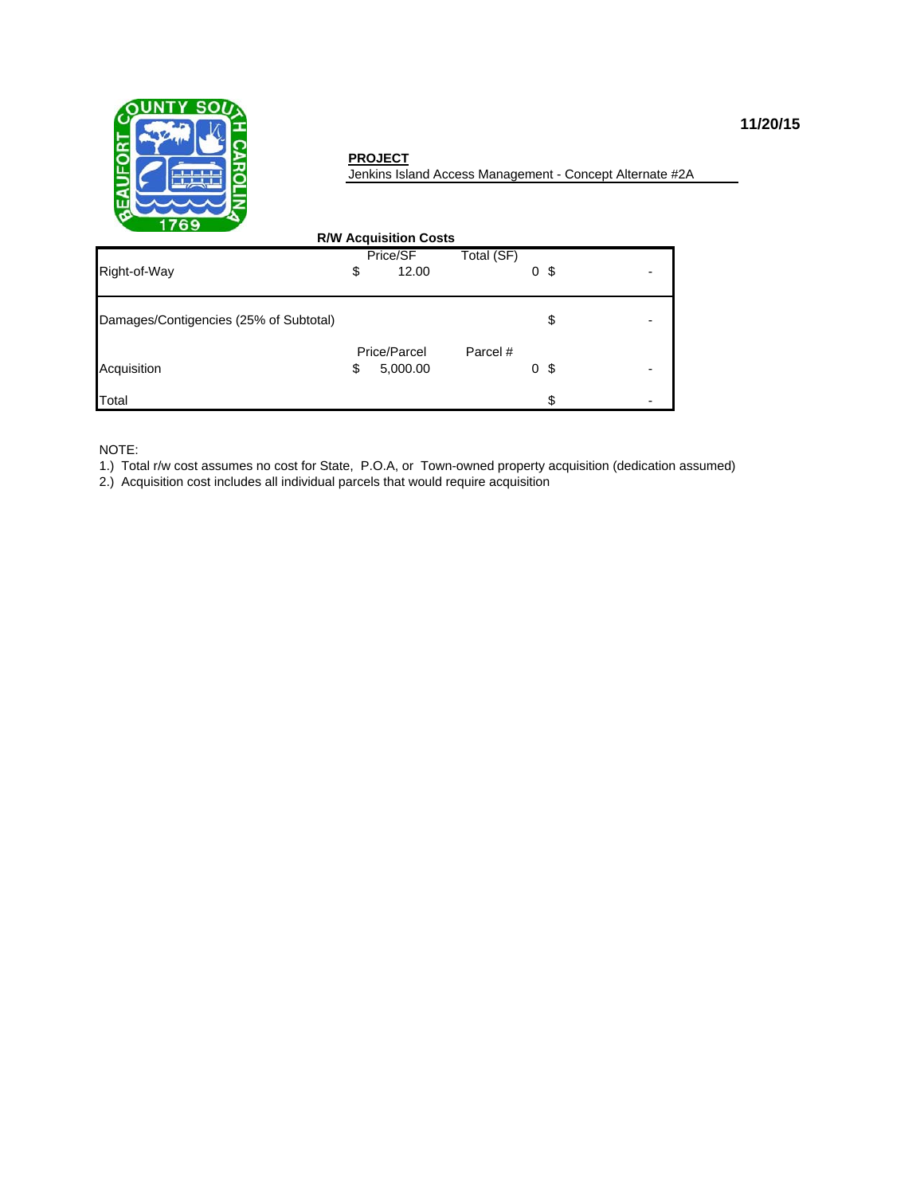11/20/15

**PROJECT**

Jenkins Island Access Management - Concept Alternate #2A

**R/W Acquisition Costs**

| | | | | |
|---|---|---|---|---|
| | Price/SF | Total (SF) | | |
| Right-of-Way | $ 12.00 | 0 | $ | - |
| Damages/Contigencies (25% of Subtotal) | | | $ | - |
| | Price/Parcel | Parcel # | | |
| Acquisition | $ 5,000.00 | 0 | $ | - |
| Total | | | $ | - |

NOTE:

1.) Total r/w cost assumes no cost for State, P.O.A, or Town-owned property acquisition (dedication assumed)

2.) Acquisition cost includes all individual parcels that would require acquisition